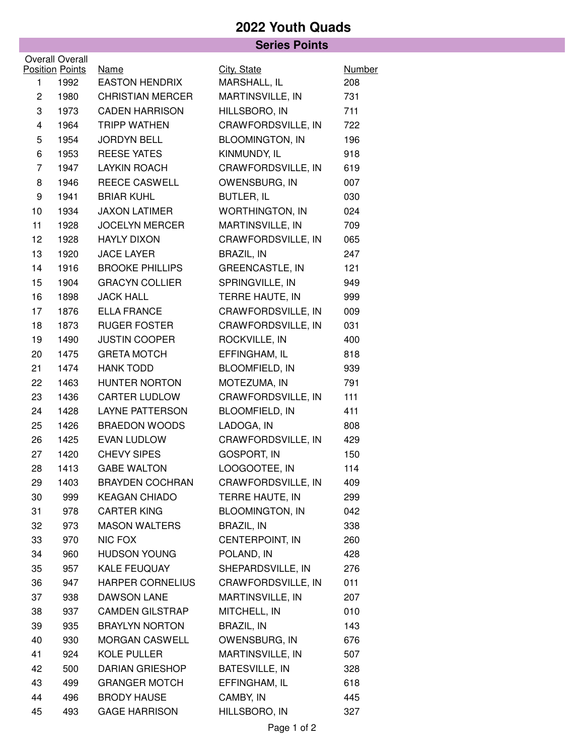# 2022 Youth Quads

## Series Points

| Overall Position | Overall Points | Name | City, State | Number |
|---|---|---|---|---|
| 1 | 1992 | EASTON HENDRIX | MARSHALL, IL | 208 |
| 2 | 1980 | CHRISTIAN MERCER | MARTINSVILLE, IN | 731 |
| 3 | 1973 | CADEN HARRISON | HILLSBORO, IN | 711 |
| 4 | 1964 | TRIPP WATHEN | CRAWFORDSVILLE, IN | 722 |
| 5 | 1954 | JORDYN BELL | BLOOMINGTON, IN | 196 |
| 6 | 1953 | REESE YATES | KINMUNDY, IL | 918 |
| 7 | 1947 | LAYKIN ROACH | CRAWFORDSVILLE, IN | 619 |
| 8 | 1946 | REECE CASWELL | OWENSBURG, IN | 007 |
| 9 | 1941 | BRIAR KUHL | BUTLER, IL | 030 |
| 10 | 1934 | JAXON LATIMER | WORTHINGTON, IN | 024 |
| 11 | 1928 | JOCELYN MERCER | MARTINSVILLE, IN | 709 |
| 12 | 1928 | HAYLY DIXON | CRAWFORDSVILLE, IN | 065 |
| 13 | 1920 | JACE LAYER | BRAZIL, IN | 247 |
| 14 | 1916 | BROOKE PHILLIPS | GREENCASTLE, IN | 121 |
| 15 | 1904 | GRACYN COLLIER | SPRINGVILLE, IN | 949 |
| 16 | 1898 | JACK HALL | TERRE HAUTE, IN | 999 |
| 17 | 1876 | ELLA FRANCE | CRAWFORDSVILLE, IN | 009 |
| 18 | 1873 | RUGER FOSTER | CRAWFORDSVILLE, IN | 031 |
| 19 | 1490 | JUSTIN COOPER | ROCKVILLE, IN | 400 |
| 20 | 1475 | GRETA MOTCH | EFFINGHAM, IL | 818 |
| 21 | 1474 | HANK TODD | BLOOMFIELD, IN | 939 |
| 22 | 1463 | HUNTER NORTON | MOTEZUMA, IN | 791 |
| 23 | 1436 | CARTER LUDLOW | CRAWFORDSVILLE, IN | 111 |
| 24 | 1428 | LAYNE PATTERSON | BLOOMFIELD, IN | 411 |
| 25 | 1426 | BRAEDON WOODS | LADOGA, IN | 808 |
| 26 | 1425 | EVAN LUDLOW | CRAWFORDSVILLE, IN | 429 |
| 27 | 1420 | CHEVY SIPES | GOSPORT, IN | 150 |
| 28 | 1413 | GABE WALTON | LOOGOOTEE, IN | 114 |
| 29 | 1403 | BRAYDEN COCHRAN | CRAWFORDSVILLE, IN | 409 |
| 30 | 999 | KEAGAN CHIADO | TERRE HAUTE, IN | 299 |
| 31 | 978 | CARTER KING | BLOOMINGTON, IN | 042 |
| 32 | 973 | MASON WALTERS | BRAZIL, IN | 338 |
| 33 | 970 | NIC FOX | CENTERPOINT, IN | 260 |
| 34 | 960 | HUDSON YOUNG | POLAND, IN | 428 |
| 35 | 957 | KALE FEUQUAY | SHEPARDSVILLE, IN | 276 |
| 36 | 947 | HARPER CORNELIUS | CRAWFORDSVILLE, IN | 011 |
| 37 | 938 | DAWSON LANE | MARTINSVILLE, IN | 207 |
| 38 | 937 | CAMDEN GILSTRAP | MITCHELL, IN | 010 |
| 39 | 935 | BRAYLYN NORTON | BRAZIL, IN | 143 |
| 40 | 930 | MORGAN CASWELL | OWENSBURG, IN | 676 |
| 41 | 924 | KOLE PULLER | MARTINSVILLE, IN | 507 |
| 42 | 500 | DARIAN GRIESHOP | BATESVILLE, IN | 328 |
| 43 | 499 | GRANGER MOTCH | EFFINGHAM, IL | 618 |
| 44 | 496 | BRODY HAUSE | CAMBY, IN | 445 |
| 45 | 493 | GAGE HARRISON | HILLSBORO, IN | 327 |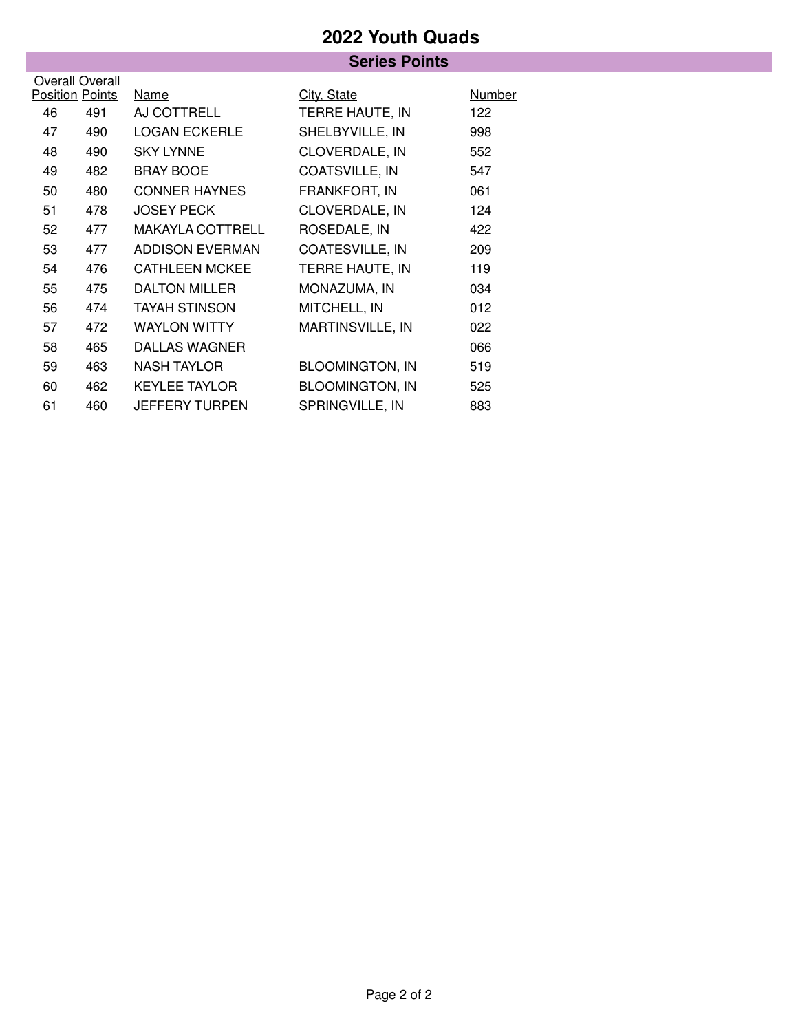# 2022 Youth Quads

## Series Points

| Overall Position | Overall Points | Name | City, State | Number |
|---|---|---|---|---|
| 46 | 491 | AJ COTTRELL | TERRE HAUTE, IN | 122 |
| 47 | 490 | LOGAN ECKERLE | SHELBYVILLE, IN | 998 |
| 48 | 490 | SKY LYNNE | CLOVERDALE, IN | 552 |
| 49 | 482 | BRAY BOOE | COATSVILLE, IN | 547 |
| 50 | 480 | CONNER HAYNES | FRANKFORT, IN | 061 |
| 51 | 478 | JOSEY PECK | CLOVERDALE, IN | 124 |
| 52 | 477 | MAKAYLA COTTRELL | ROSEDALE, IN | 422 |
| 53 | 477 | ADDISON EVERMAN | COATESVILLE, IN | 209 |
| 54 | 476 | CATHLEEN MCKEE | TERRE HAUTE, IN | 119 |
| 55 | 475 | DALTON MILLER | MONAZUMA, IN | 034 |
| 56 | 474 | TAYAH STINSON | MITCHELL, IN | 012 |
| 57 | 472 | WAYLON WITTY | MARTINSVILLE, IN | 022 |
| 58 | 465 | DALLAS WAGNER | | 066 |
| 59 | 463 | NASH TAYLOR | BLOOMINGTON, IN | 519 |
| 60 | 462 | KEYLEE TAYLOR | BLOOMINGTON, IN | 525 |
| 61 | 460 | JEFFERY TURPEN | SPRINGVILLE, IN | 883 |